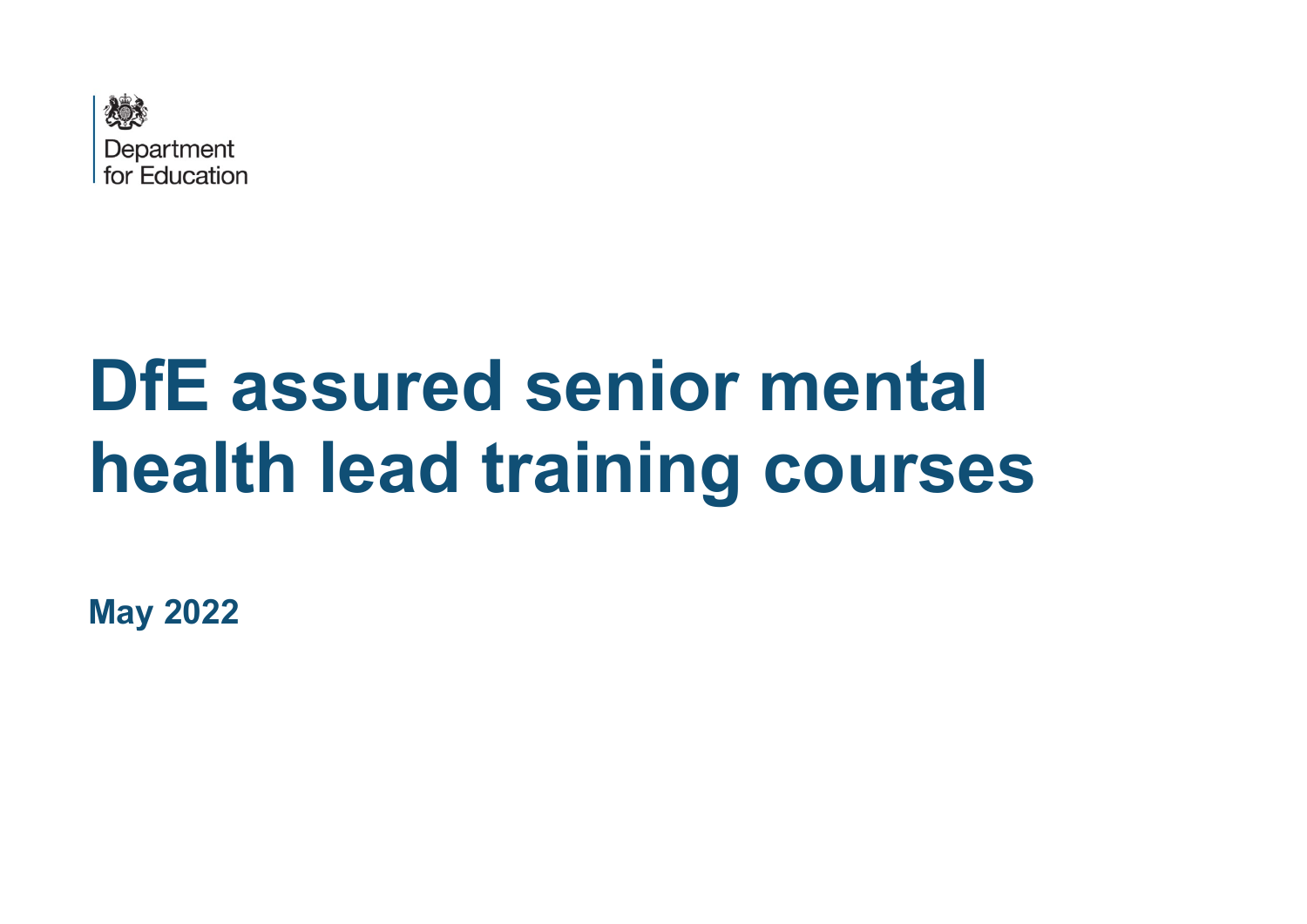Department for Education

# DfE assured senior mental health lead training courses

**May 2022**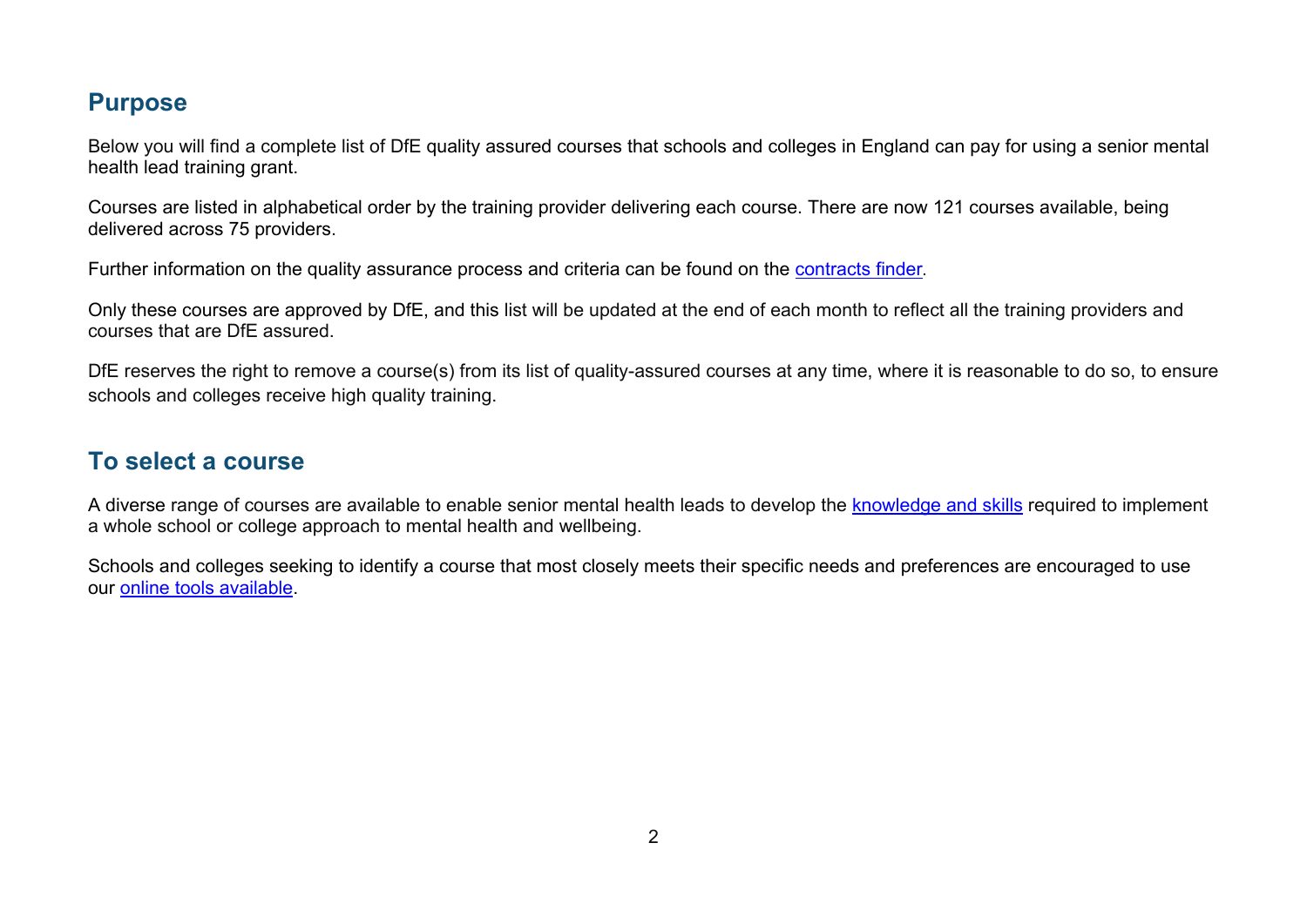## Purpose

Below you will find a complete list of DfE quality assured courses that schools and colleges in England can pay for using a senior mental health lead training grant.

Courses are listed in alphabetical order by the training provider delivering each course. There are now 121 courses available, being delivered across 75 providers.

Further information on the quality assurance process and criteria can be found on the contracts finder.

Only these courses are approved by DfE, and this list will be updated at the end of each month to reflect all the training providers and courses that are DfE assured.

DfE reserves the right to remove a course(s) from its list of quality-assured courses at any time, where it is reasonable to do so, to ensure schools and colleges receive high quality training.

## To select a course

A diverse range of courses are available to enable senior mental health leads to develop the knowledge and skills required to implement a whole school or college approach to mental health and wellbeing.

Schools and colleges seeking to identify a course that most closely meets their specific needs and preferences are encouraged to use our online tools available.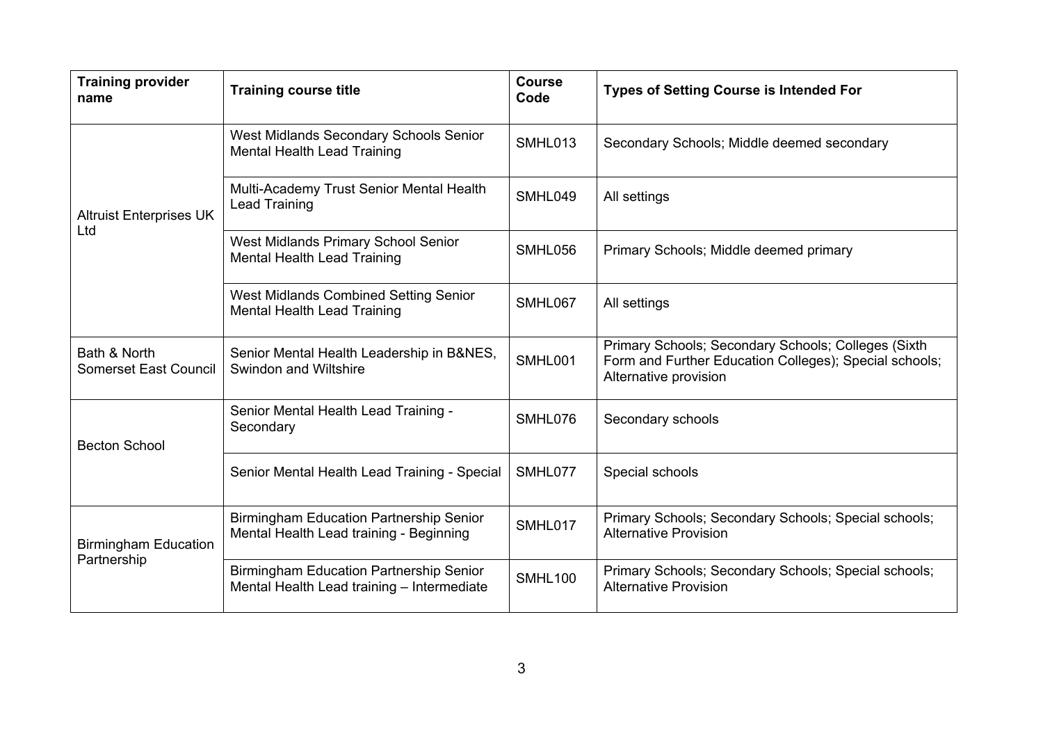| Training provider name | Training course title | Course Code | Types of Setting Course is Intended For |
|---|---|---|---|
| Altruist Enterprises UK Ltd | West Midlands Secondary Schools Senior Mental Health Lead Training | SMHL013 | Secondary Schools; Middle deemed secondary |
| | Multi-Academy Trust Senior Mental Health Lead Training | SMHL049 | All settings |
| | West Midlands Primary School Senior Mental Health Lead Training | SMHL056 | Primary Schools; Middle deemed primary |
| | West Midlands Combined Setting Senior Mental Health Lead Training | SMHL067 | All settings |
| Bath & North Somerset East Council | Senior Mental Health Leadership in B&NES, Swindon and Wiltshire | SMHL001 | Primary Schools; Secondary Schools; Colleges (Sixth Form and Further Education Colleges); Special schools; Alternative provision |
| Becton School | Senior Mental Health Lead Training - Secondary | SMHL076 | Secondary schools |
| | Senior Mental Health Lead Training - Special | SMHL077 | Special schools |
| Birmingham Education Partnership | Birmingham Education Partnership Senior Mental Health Lead training - Beginning | SMHL017 | Primary Schools; Secondary Schools; Special schools; Alternative Provision |
| | Birmingham Education Partnership Senior Mental Health Lead training – Intermediate | SMHL100 | Primary Schools; Secondary Schools; Special schools; Alternative Provision |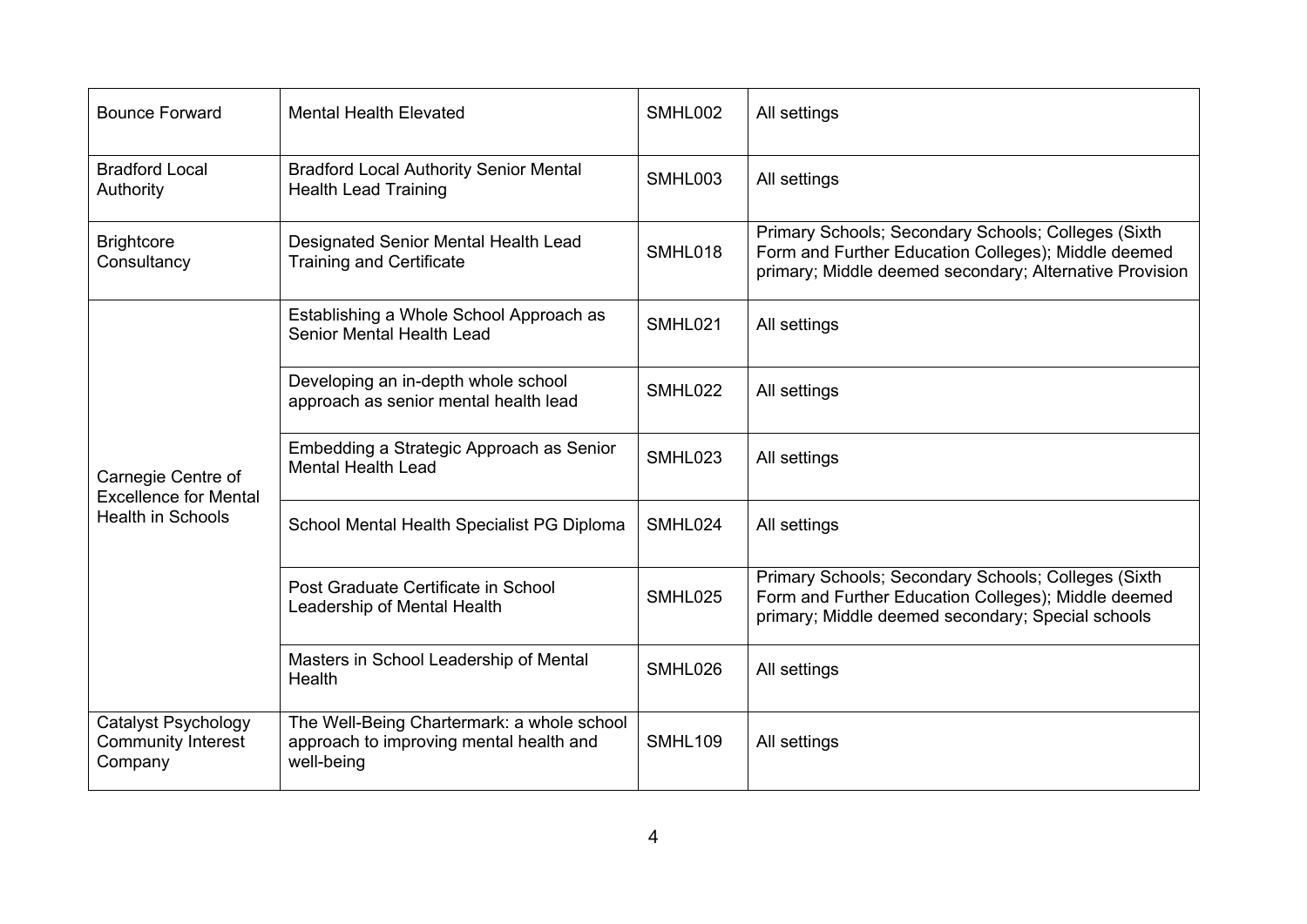| | | | |
|---|---|---|---|
| Bounce Forward | Mental Health Elevated | SMHL002 | All settings |
| Bradford Local Authority | Bradford Local Authority Senior Mental Health Lead Training | SMHL003 | All settings |
| Brightcore Consultancy | Designated Senior Mental Health Lead Training and Certificate | SMHL018 | Primary Schools; Secondary Schools; Colleges (Sixth Form and Further Education Colleges); Middle deemed primary; Middle deemed secondary; Alternative Provision |
| Carnegie Centre of Excellence for Mental Health in Schools | Establishing a Whole School Approach as Senior Mental Health Lead | SMHL021 | All settings |
| | Developing an in-depth whole school approach as senior mental health lead | SMHL022 | All settings |
| | Embedding a Strategic Approach as Senior Mental Health Lead | SMHL023 | All settings |
| | School Mental Health Specialist PG Diploma | SMHL024 | All settings |
| | Post Graduate Certificate in School Leadership of Mental Health | SMHL025 | Primary Schools; Secondary Schools; Colleges (Sixth Form and Further Education Colleges); Middle deemed primary; Middle deemed secondary; Special schools |
| | Masters in School Leadership of Mental Health | SMHL026 | All settings |
| Catalyst Psychology Community Interest Company | The Well-Being Chartermark: a whole school approach to improving mental health and well-being | SMHL109 | All settings |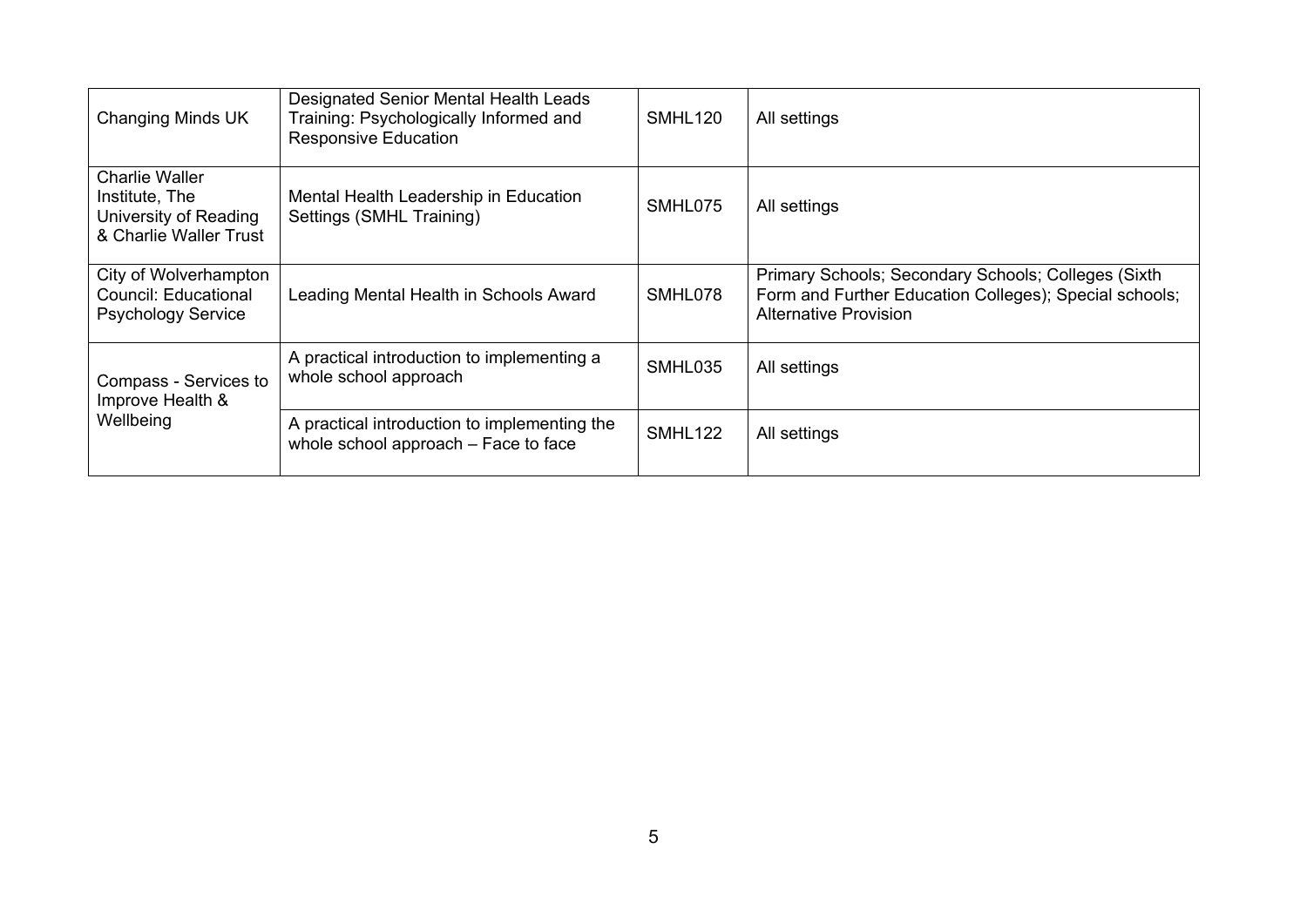| | | | |
|---|---|---|---|
| Changing Minds UK | Designated Senior Mental Health Leads Training: Psychologically Informed and Responsive Education | SMHL120 | All settings |
| Charlie Waller Institute, The University of Reading & Charlie Waller Trust | Mental Health Leadership in Education Settings (SMHL Training) | SMHL075 | All settings |
| City of Wolverhampton Council: Educational Psychology Service | Leading Mental Health in Schools Award | SMHL078 | Primary Schools; Secondary Schools; Colleges (Sixth Form and Further Education Colleges); Special schools; Alternative Provision |
| Compass - Services to Improve Health & Wellbeing | A practical introduction to implementing a whole school approach | SMHL035 | All settings |
| | A practical introduction to implementing the whole school approach – Face to face | SMHL122 | All settings |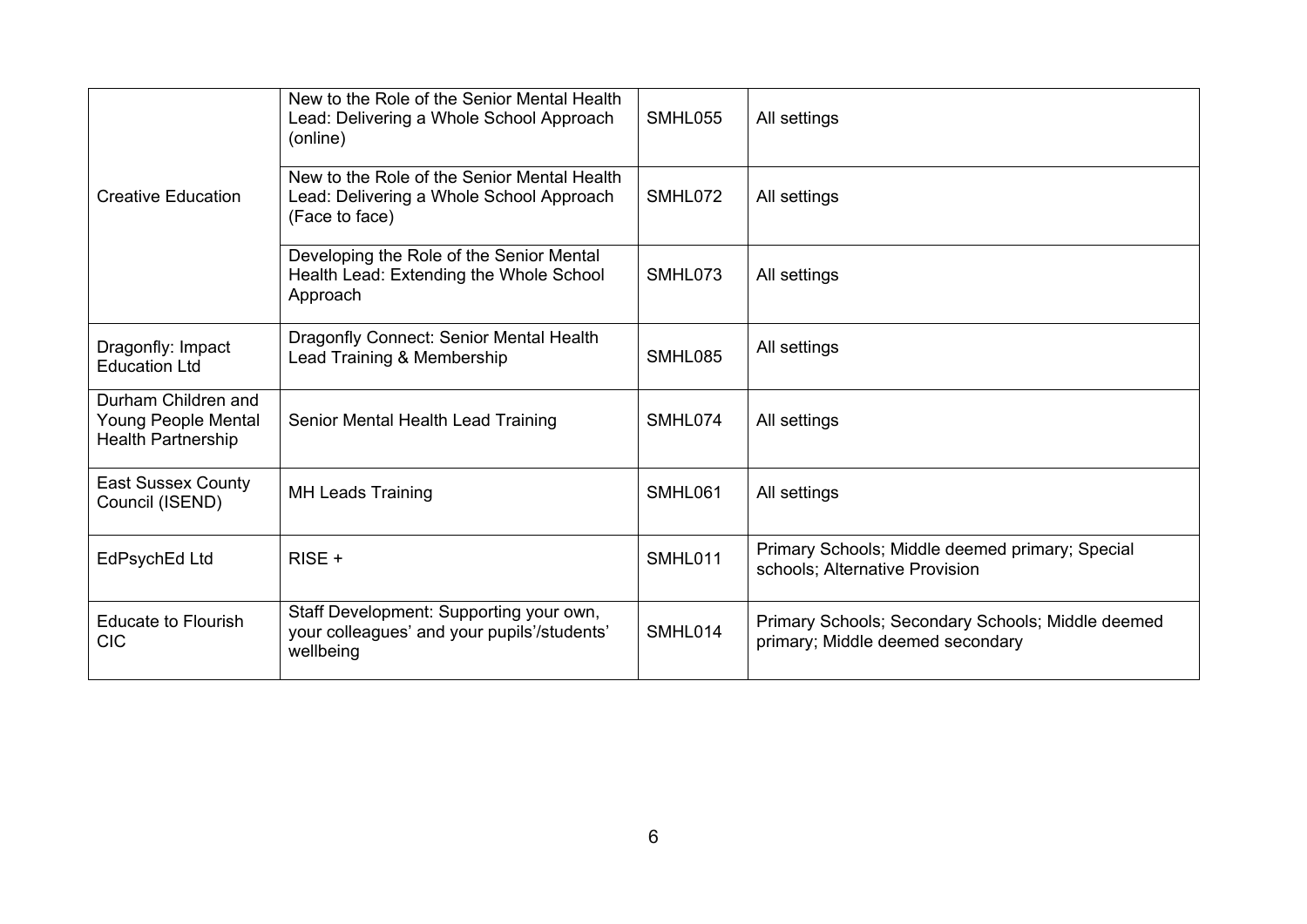| | | | |
|---|---|---|---|
| Creative Education | New to the Role of the Senior Mental Health Lead: Delivering a Whole School Approach (online) | SMHL055 | All settings |
| | New to the Role of the Senior Mental Health Lead: Delivering a Whole School Approach (Face to face) | SMHL072 | All settings |
| | Developing the Role of the Senior Mental Health Lead: Extending the Whole School Approach | SMHL073 | All settings |
| Dragonfly: Impact Education Ltd | Dragonfly Connect: Senior Mental Health Lead Training & Membership | SMHL085 | All settings |
| Durham Children and Young People Mental Health Partnership | Senior Mental Health Lead Training | SMHL074 | All settings |
| East Sussex County Council (ISEND) | MH Leads Training | SMHL061 | All settings |
| EdPsychEd Ltd | RISE + | SMHL011 | Primary Schools; Middle deemed primary; Special schools; Alternative Provision |
| Educate to Flourish CIC | Staff Development: Supporting your own, your colleagues' and your pupils'/students' wellbeing | SMHL014 | Primary Schools; Secondary Schools; Middle deemed primary; Middle deemed secondary |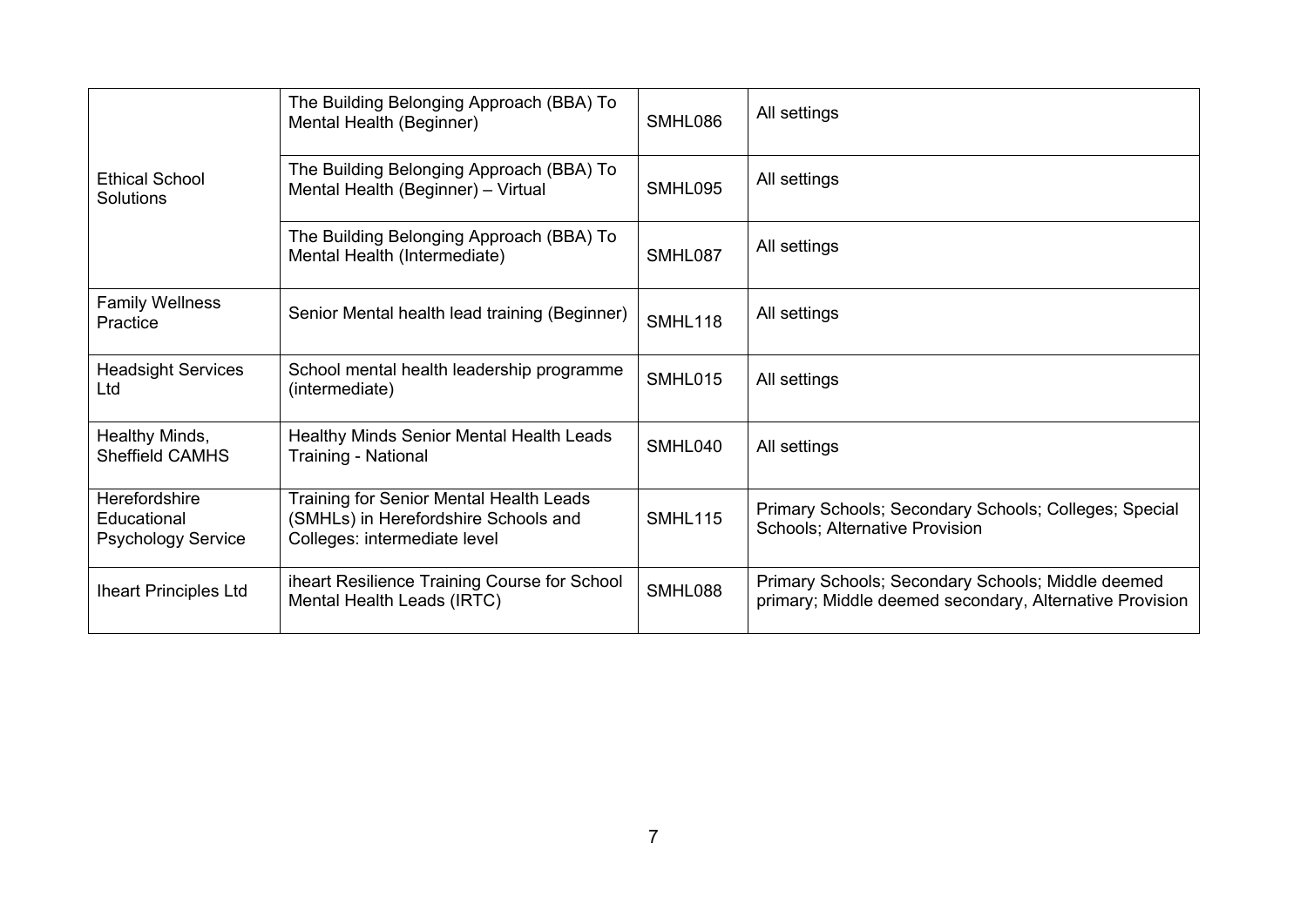| | | | |
|---|---|---|---|
| Ethical School Solutions | The Building Belonging Approach (BBA) To Mental Health (Beginner) | SMHL086 | All settings |
| | The Building Belonging Approach (BBA) To Mental Health (Beginner) – Virtual | SMHL095 | All settings |
| | The Building Belonging Approach (BBA) To Mental Health (Intermediate) | SMHL087 | All settings |
| Family Wellness Practice | Senior Mental health lead training (Beginner) | SMHL118 | All settings |
| Headsight Services Ltd | School mental health leadership programme (intermediate) | SMHL015 | All settings |
| Healthy Minds, Sheffield CAMHS | Healthy Minds Senior Mental Health Leads Training - National | SMHL040 | All settings |
| Herefordshire Educational Psychology Service | Training for Senior Mental Health Leads (SMHLs) in Herefordshire Schools and Colleges: intermediate level | SMHL115 | Primary Schools; Secondary Schools; Colleges; Special Schools; Alternative Provision |
| Iheart Principles Ltd | iheart Resilience Training Course for School Mental Health Leads (IRTC) | SMHL088 | Primary Schools; Secondary Schools; Middle deemed primary; Middle deemed secondary, Alternative Provision |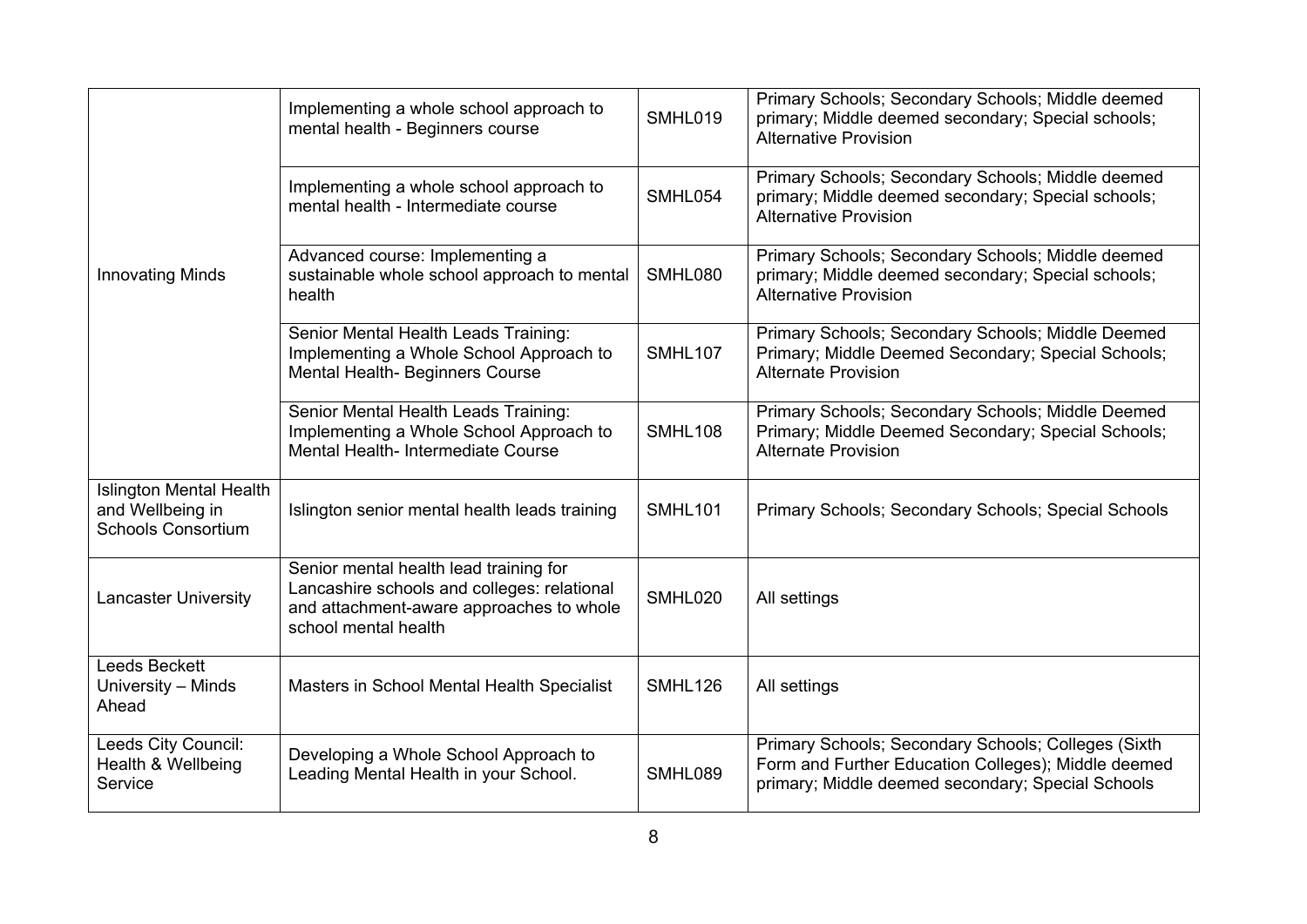| | | | |
|---|---|---|---|
| Innovating Minds | Implementing a whole school approach to mental health - Beginners course | SMHL019 | Primary Schools; Secondary Schools; Middle deemed primary; Middle deemed secondary; Special schools; Alternative Provision |
| | Implementing a whole school approach to mental health - Intermediate course | SMHL054 | Primary Schools; Secondary Schools; Middle deemed primary; Middle deemed secondary; Special schools; Alternative Provision |
| | Advanced course: Implementing a sustainable whole school approach to mental health | SMHL080 | Primary Schools; Secondary Schools; Middle deemed primary; Middle deemed secondary; Special schools; Alternative Provision |
| | Senior Mental Health Leads Training: Implementing a Whole School Approach to Mental Health- Beginners Course | SMHL107 | Primary Schools; Secondary Schools; Middle Deemed Primary; Middle Deemed Secondary; Special Schools; Alternate Provision |
| | Senior Mental Health Leads Training: Implementing a Whole School Approach to Mental Health- Intermediate Course | SMHL108 | Primary Schools; Secondary Schools; Middle Deemed Primary; Middle Deemed Secondary; Special Schools; Alternate Provision |
| Islington Mental Health and Wellbeing in Schools Consortium | Islington senior mental health leads training | SMHL101 | Primary Schools; Secondary Schools; Special Schools |
| Lancaster University | Senior mental health lead training for Lancashire schools and colleges: relational and attachment-aware approaches to whole school mental health | SMHL020 | All settings |
| Leeds Beckett University – Minds Ahead | Masters in School Mental Health Specialist | SMHL126 | All settings |
| Leeds City Council: Health & Wellbeing Service | Developing a Whole School Approach to Leading Mental Health in your School. | SMHL089 | Primary Schools; Secondary Schools; Colleges (Sixth Form and Further Education Colleges); Middle deemed primary; Middle deemed secondary; Special Schools |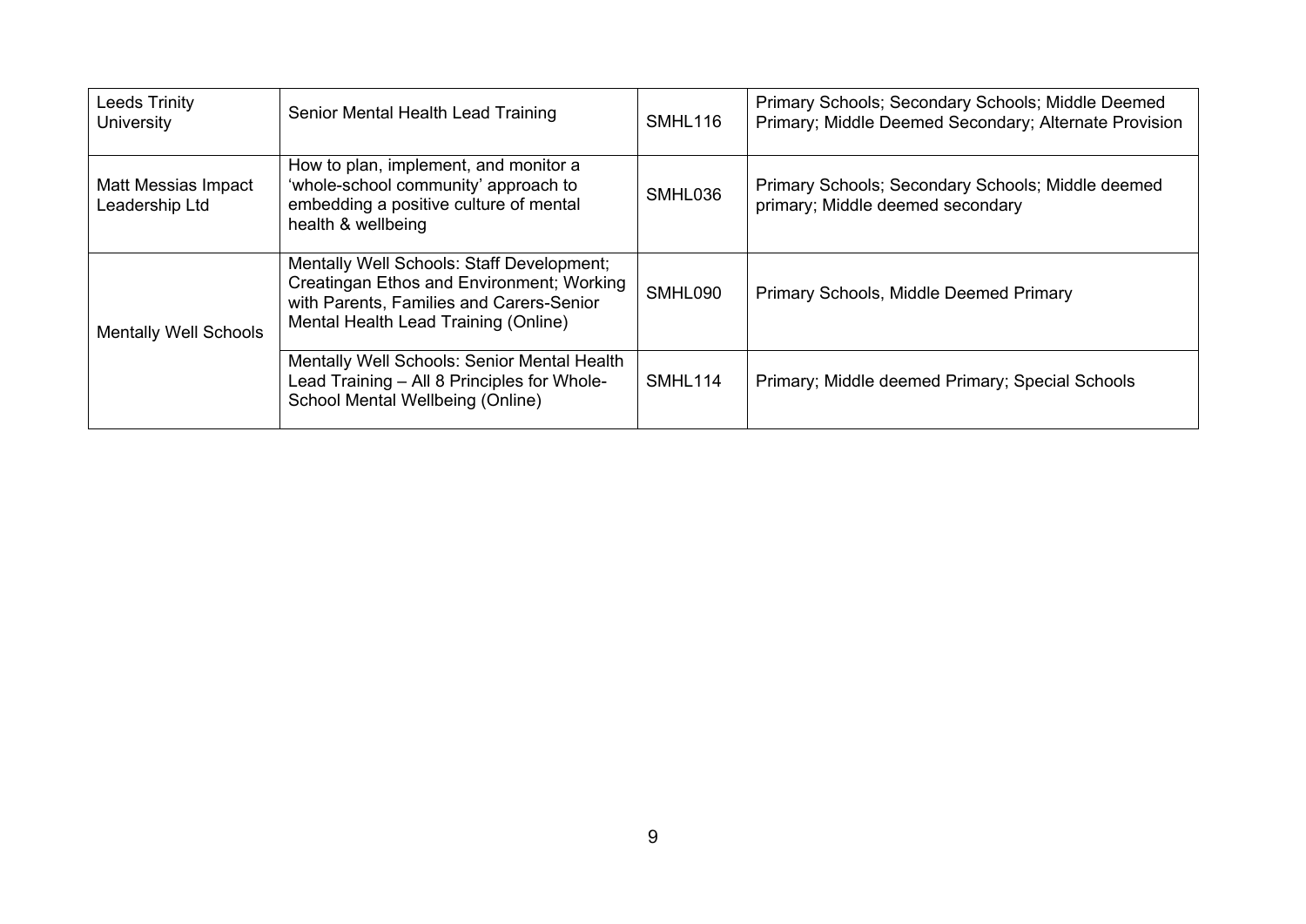| Leeds Trinity University | Senior Mental Health Lead Training | SMHL116 | Primary Schools; Secondary Schools; Middle Deemed Primary; Middle Deemed Secondary; Alternate Provision |
|---|---|---|---|
| Matt Messias Impact Leadership Ltd | How to plan, implement, and monitor a 'whole-school community' approach to embedding a positive culture of mental health & wellbeing | SMHL036 | Primary Schools; Secondary Schools; Middle deemed primary; Middle deemed secondary |
| Mentally Well Schools | Mentally Well Schools: Staff Development; Creatingan Ethos and Environment; Working with Parents, Families and Carers-Senior Mental Health Lead Training (Online) | SMHL090 | Primary Schools, Middle Deemed Primary |
| | Mentally Well Schools: Senior Mental Health Lead Training – All 8 Principles for Whole-School Mental Wellbeing (Online) | SMHL114 | Primary; Middle deemed Primary; Special Schools |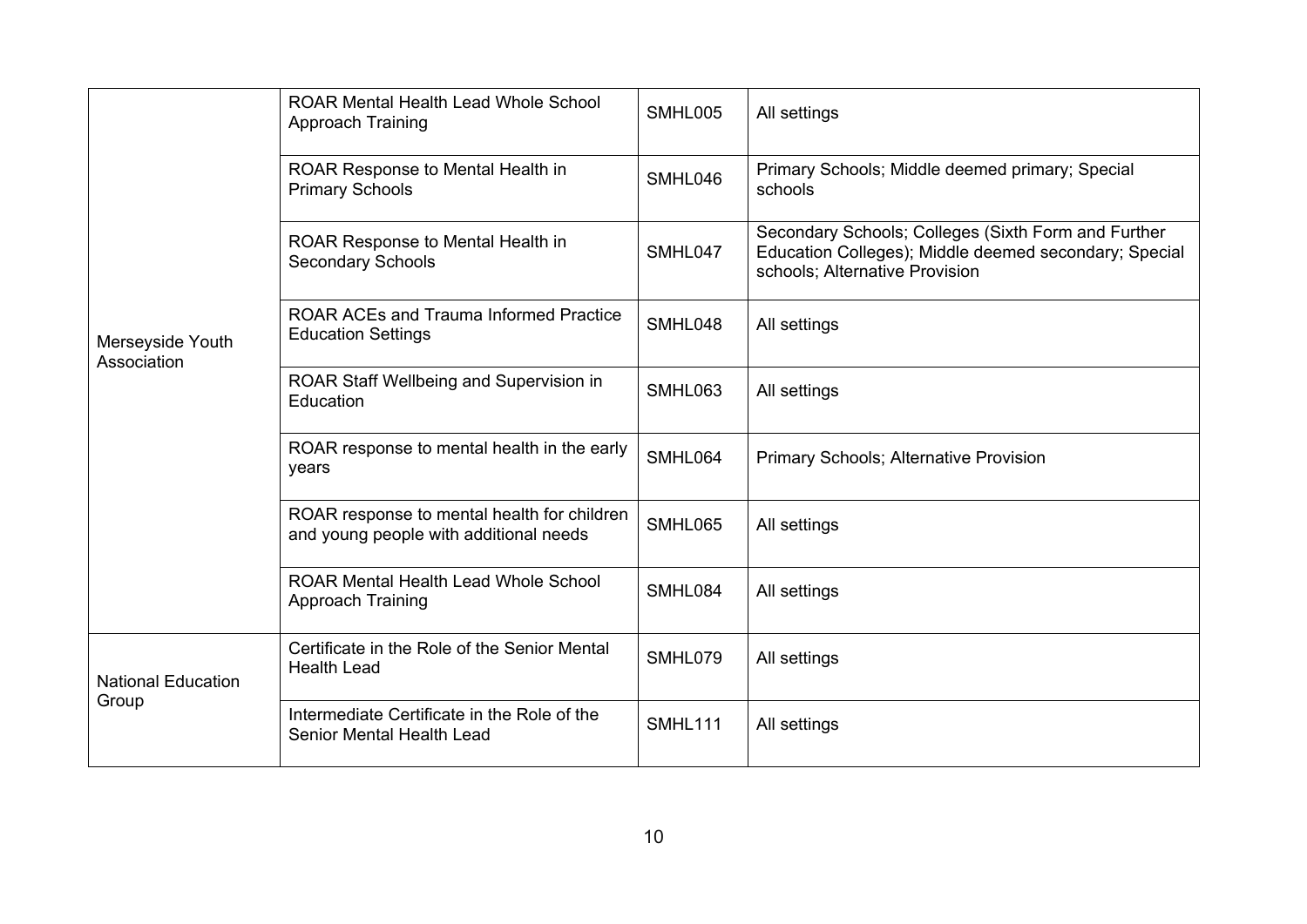| | | | |
|---|---|---|---|
| Merseyside Youth Association | ROAR Mental Health Lead Whole School Approach Training | SMHL005 | All settings |
| | ROAR Response to Mental Health in Primary Schools | SMHL046 | Primary Schools; Middle deemed primary; Special schools |
| | ROAR Response to Mental Health in Secondary Schools | SMHL047 | Secondary Schools; Colleges (Sixth Form and Further Education Colleges); Middle deemed secondary; Special schools; Alternative Provision |
| | ROAR ACEs and Trauma Informed Practice Education Settings | SMHL048 | All settings |
| | ROAR Staff Wellbeing and Supervision in Education | SMHL063 | All settings |
| | ROAR response to mental health in the early years | SMHL064 | Primary Schools; Alternative Provision |
| | ROAR response to mental health for children and young people with additional needs | SMHL065 | All settings |
| | ROAR Mental Health Lead Whole School Approach Training | SMHL084 | All settings |
| National Education Group | Certificate in the Role of the Senior Mental Health Lead | SMHL079 | All settings |
| | Intermediate Certificate in the Role of the Senior Mental Health Lead | SMHL111 | All settings |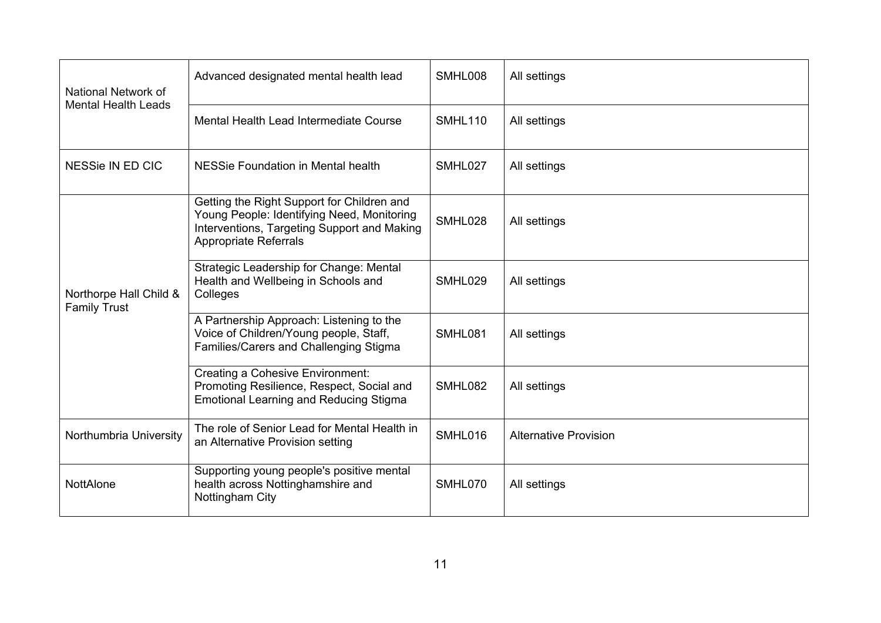| | | | |
|---|---|---|---|
| National Network of Mental Health Leads | Advanced designated mental health lead | SMHL008 | All settings |
| | Mental Health Lead Intermediate Course | SMHL110 | All settings |
| NESSie IN ED CIC | NESSie Foundation in Mental health | SMHL027 | All settings |
| Northorpe Hall Child & Family Trust | Getting the Right Support for Children and Young People: Identifying Need, Monitoring Interventions, Targeting Support and Making Appropriate Referrals | SMHL028 | All settings |
| | Strategic Leadership for Change: Mental Health and Wellbeing in Schools and Colleges | SMHL029 | All settings |
| | A Partnership Approach: Listening to the Voice of Children/Young people, Staff, Families/Carers and Challenging Stigma | SMHL081 | All settings |
| | Creating a Cohesive Environment: Promoting Resilience, Respect, Social and Emotional Learning and Reducing Stigma | SMHL082 | All settings |
| Northumbria University | The role of Senior Lead for Mental Health in an Alternative Provision setting | SMHL016 | Alternative Provision |
| NottAlone | Supporting young people's positive mental health across Nottinghamshire and Nottingham City | SMHL070 | All settings |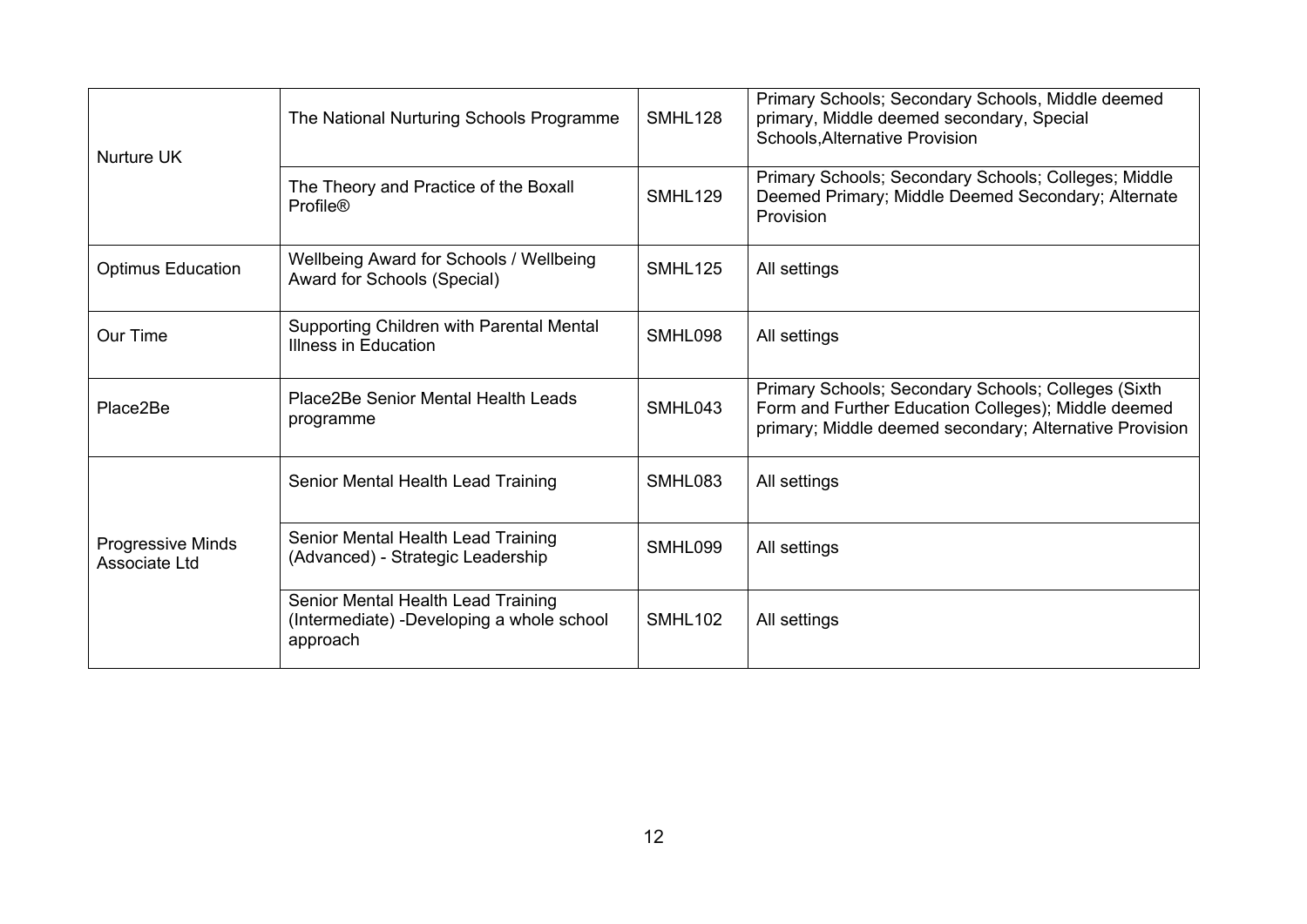| | | | |
|---|---|---|---|
| Nurture UK | The National Nurturing Schools Programme | SMHL128 | Primary Schools; Secondary Schools, Middle deemed primary, Middle deemed secondary, Special Schools,Alternative Provision |
| | The Theory and Practice of the Boxall Profile® | SMHL129 | Primary Schools; Secondary Schools; Colleges; Middle Deemed Primary; Middle Deemed Secondary; Alternate Provision |
| Optimus Education | Wellbeing Award for Schools / Wellbeing Award for Schools (Special) | SMHL125 | All settings |
| Our Time | Supporting Children with Parental Mental Illness in Education | SMHL098 | All settings |
| Place2Be | Place2Be Senior Mental Health Leads programme | SMHL043 | Primary Schools; Secondary Schools; Colleges (Sixth Form and Further Education Colleges); Middle deemed primary; Middle deemed secondary; Alternative Provision |
| Progressive Minds Associate Ltd | Senior Mental Health Lead Training | SMHL083 | All settings |
| | Senior Mental Health Lead Training (Advanced) - Strategic Leadership | SMHL099 | All settings |
| | Senior Mental Health Lead Training (Intermediate) -Developing a whole school approach | SMHL102 | All settings |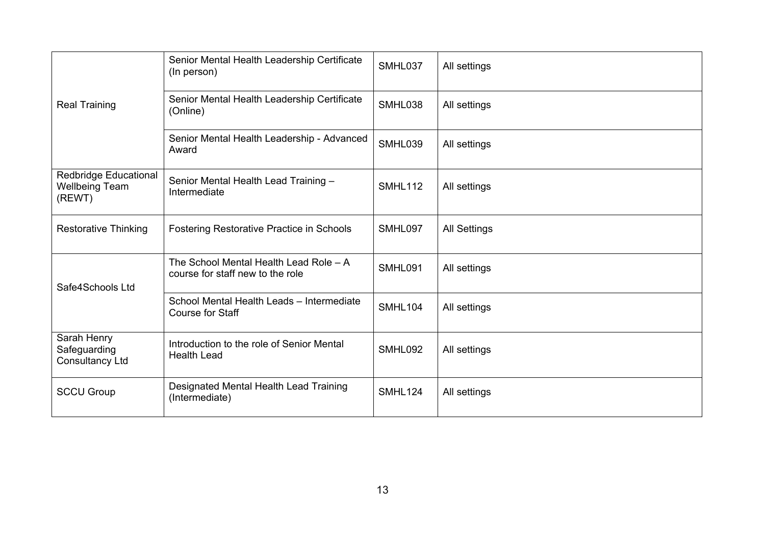| | | | |
|---|---|---|---|
| Real Training | Senior Mental Health Leadership Certificate (In person) | SMHL037 | All settings |
| | Senior Mental Health Leadership Certificate (Online) | SMHL038 | All settings |
| | Senior Mental Health Leadership - Advanced Award | SMHL039 | All settings |
| Redbridge Educational Wellbeing Team (REWT) | Senior Mental Health Lead Training – Intermediate | SMHL112 | All settings |
| Restorative Thinking | Fostering Restorative Practice in Schools | SMHL097 | All Settings |
| Safe4Schools Ltd | The School Mental Health Lead Role – A course for staff new to the role | SMHL091 | All settings |
| | School Mental Health Leads – Intermediate Course for Staff | SMHL104 | All settings |
| Sarah Henry Safeguarding Consultancy Ltd | Introduction to the role of Senior Mental Health Lead | SMHL092 | All settings |
| SCCU Group | Designated Mental Health Lead Training (Intermediate) | SMHL124 | All settings |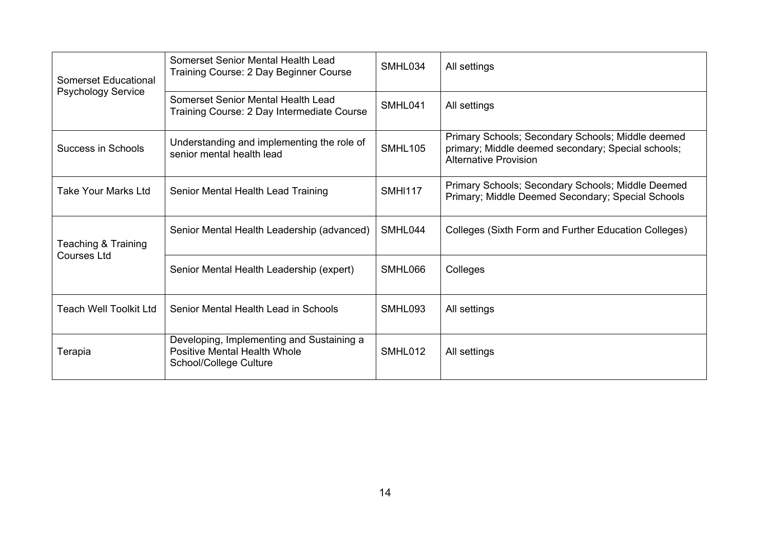| | | | |
|---|---|---|---|
| Somerset Educational Psychology Service | Somerset Senior Mental Health Lead Training Course: 2 Day Beginner Course | SMHL034 | All settings |
| | Somerset Senior Mental Health Lead Training Course: 2 Day Intermediate Course | SMHL041 | All settings |
| Success in Schools | Understanding and implementing the role of senior mental health lead | SMHL105 | Primary Schools; Secondary Schools; Middle deemed primary; Middle deemed secondary; Special schools; Alternative Provision |
| Take Your Marks Ltd | Senior Mental Health Lead Training | SMHl117 | Primary Schools; Secondary Schools; Middle Deemed Primary; Middle Deemed Secondary; Special Schools |
| Teaching & Training Courses Ltd | Senior Mental Health Leadership (advanced) | SMHL044 | Colleges (Sixth Form and Further Education Colleges) |
| | Senior Mental Health Leadership (expert) | SMHL066 | Colleges |
| Teach Well Toolkit Ltd | Senior Mental Health Lead in Schools | SMHL093 | All settings |
| Terapia | Developing, Implementing and Sustaining a Positive Mental Health Whole School/College Culture | SMHL012 | All settings |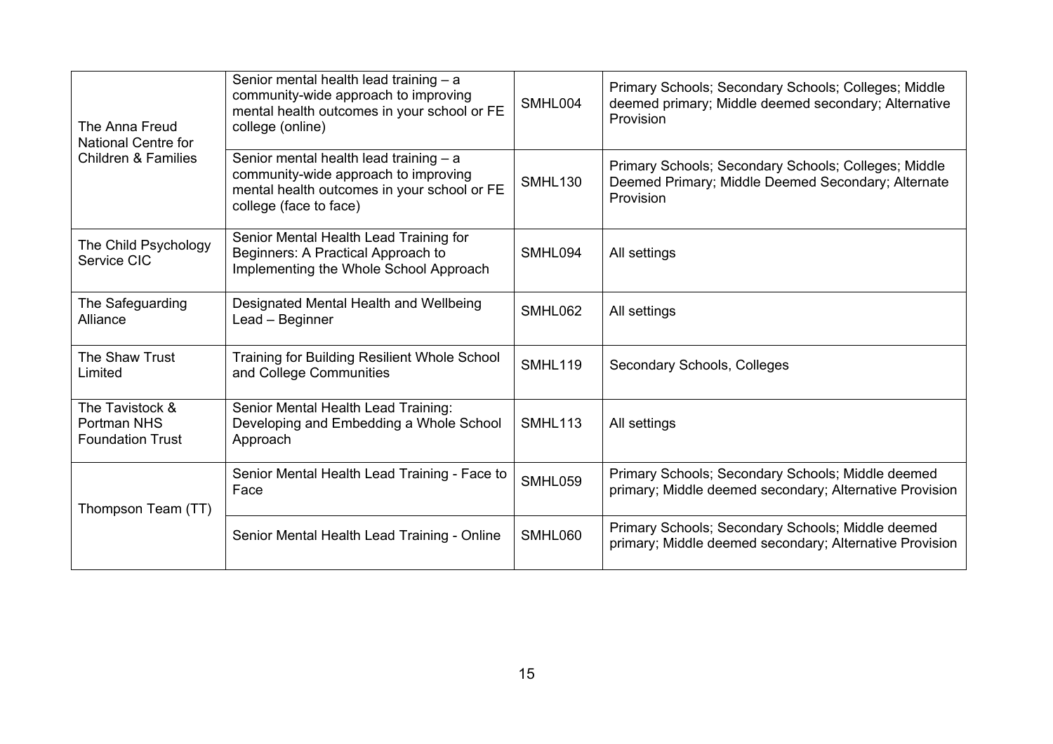| | | | |
|---|---|---|---|
| The Anna Freud National Centre for Children & Families | Senior mental health lead training – a community-wide approach to improving mental health outcomes in your school or FE college (online) | SMHL004 | Primary Schools; Secondary Schools; Colleges; Middle deemed primary; Middle deemed secondary; Alternative Provision |
| | Senior mental health lead training – a community-wide approach to improving mental health outcomes in your school or FE college (face to face) | SMHL130 | Primary Schools; Secondary Schools; Colleges; Middle Deemed Primary; Middle Deemed Secondary; Alternate Provision |
| The Child Psychology Service CIC | Senior Mental Health Lead Training for Beginners: A Practical Approach to Implementing the Whole School Approach | SMHL094 | All settings |
| The Safeguarding Alliance | Designated Mental Health and Wellbeing Lead – Beginner | SMHL062 | All settings |
| The Shaw Trust Limited | Training for Building Resilient Whole School and College Communities | SMHL119 | Secondary Schools, Colleges |
| The Tavistock & Portman NHS Foundation Trust | Senior Mental Health Lead Training: Developing and Embedding a Whole School Approach | SMHL113 | All settings |
| Thompson Team (TT) | Senior Mental Health Lead Training - Face to Face | SMHL059 | Primary Schools; Secondary Schools; Middle deemed primary; Middle deemed secondary; Alternative Provision |
| | Senior Mental Health Lead Training - Online | SMHL060 | Primary Schools; Secondary Schools; Middle deemed primary; Middle deemed secondary; Alternative Provision |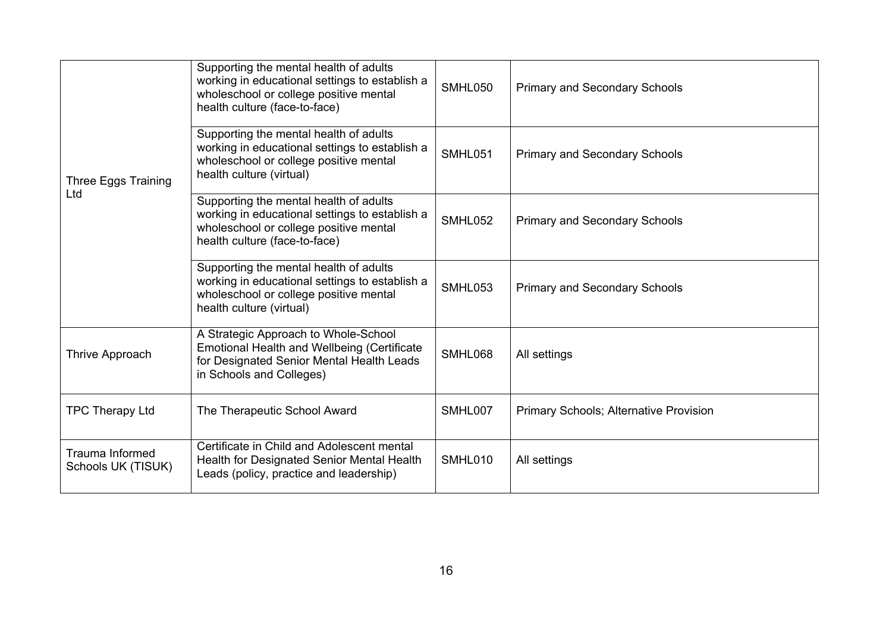| | | | |
|---|---|---|---|
| Three Eggs Training Ltd | Supporting the mental health of adults working in educational settings to establish a wholeschool or college positive mental health culture (face-to-face) | SMHL050 | Primary and Secondary Schools |
| | Supporting the mental health of adults working in educational settings to establish a wholeschool or college positive mental health culture (virtual) | SMHL051 | Primary and Secondary Schools |
| | Supporting the mental health of adults working in educational settings to establish a wholeschool or college positive mental health culture (face-to-face) | SMHL052 | Primary and Secondary Schools |
| | Supporting the mental health of adults working in educational settings to establish a wholeschool or college positive mental health culture (virtual) | SMHL053 | Primary and Secondary Schools |
| Thrive Approach | A Strategic Approach to Whole-School Emotional Health and Wellbeing (Certificate for Designated Senior Mental Health Leads in Schools and Colleges) | SMHL068 | All settings |
| TPC Therapy Ltd | The Therapeutic School Award | SMHL007 | Primary Schools; Alternative Provision |
| Trauma Informed Schools UK (TISUK) | Certificate in Child and Adolescent mental Health for Designated Senior Mental Health Leads (policy, practice and leadership) | SMHL010 | All settings |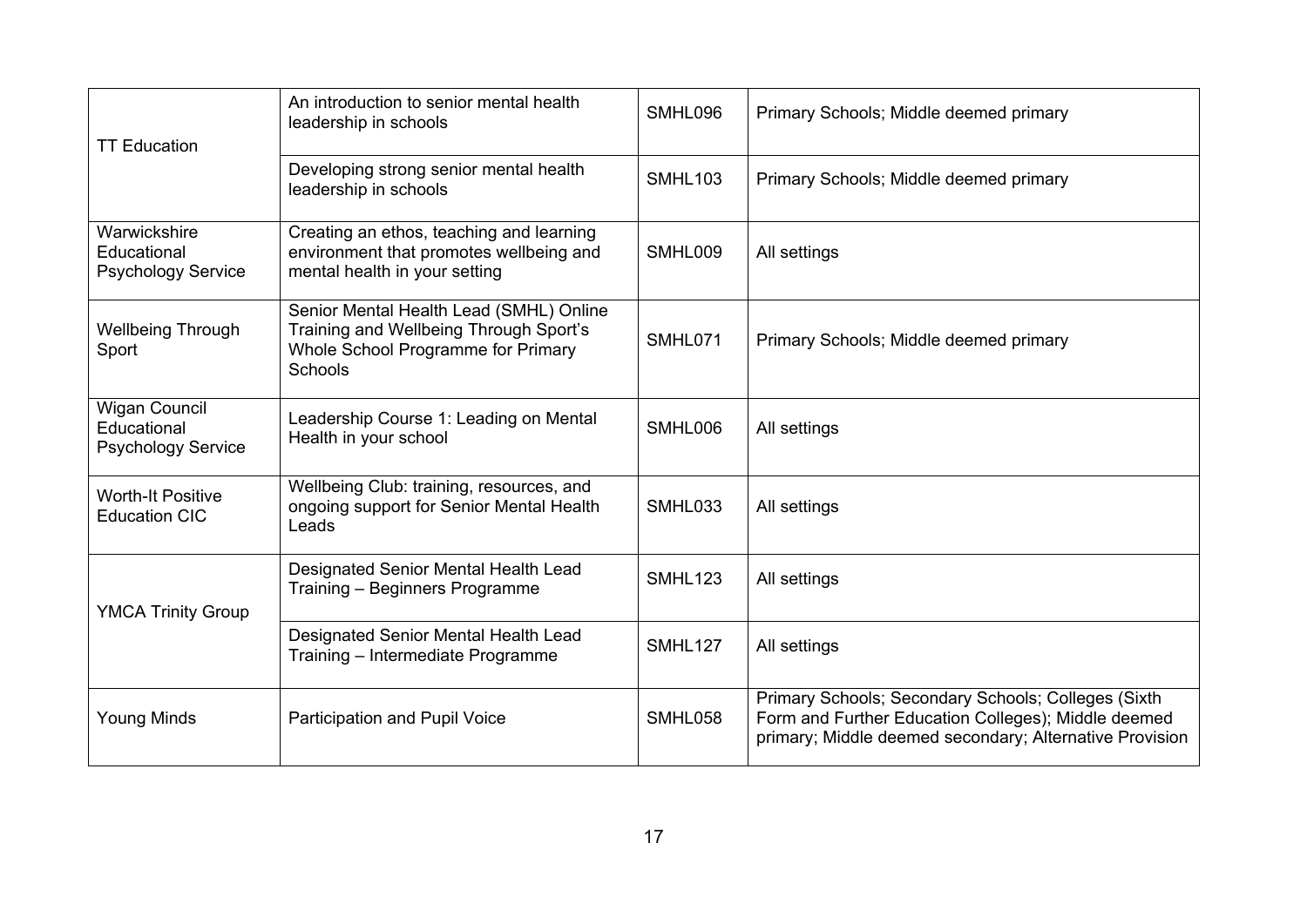| | | | |
|---|---|---|---|
| TT Education | An introduction to senior mental health leadership in schools | SMHL096 | Primary Schools; Middle deemed primary |
| | Developing strong senior mental health leadership in schools | SMHL103 | Primary Schools; Middle deemed primary |
| Warwickshire Educational Psychology Service | Creating an ethos, teaching and learning environment that promotes wellbeing and mental health in your setting | SMHL009 | All settings |
| Wellbeing Through Sport | Senior Mental Health Lead (SMHL) Online Training and Wellbeing Through Sport's Whole School Programme for Primary Schools | SMHL071 | Primary Schools; Middle deemed primary |
| Wigan Council Educational Psychology Service | Leadership Course 1: Leading on Mental Health in your school | SMHL006 | All settings |
| Worth-It Positive Education CIC | Wellbeing Club: training, resources, and ongoing support for Senior Mental Health Leads | SMHL033 | All settings |
| YMCA Trinity Group | Designated Senior Mental Health Lead Training – Beginners Programme | SMHL123 | All settings |
| | Designated Senior Mental Health Lead Training – Intermediate Programme | SMHL127 | All settings |
| Young Minds | Participation and Pupil Voice | SMHL058 | Primary Schools; Secondary Schools; Colleges (Sixth Form and Further Education Colleges); Middle deemed primary; Middle deemed secondary; Alternative Provision |